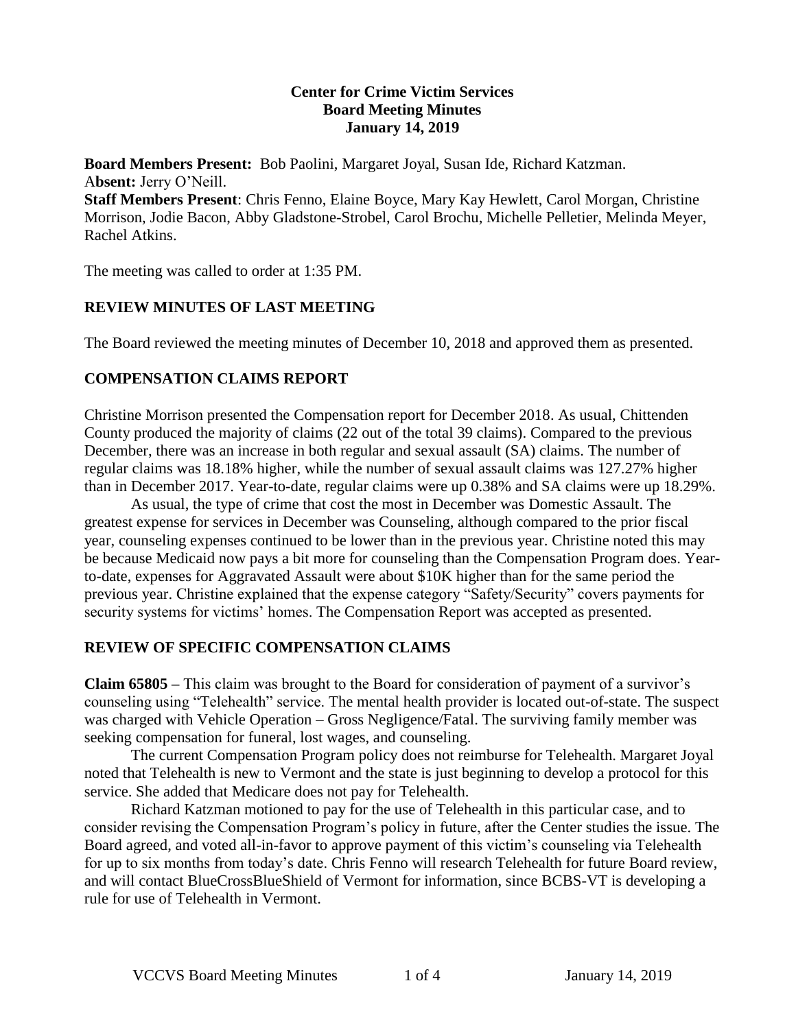**Center for Crime Victim Services**
**Board Meeting Minutes**
**January 14, 2019**

**Board Members Present:** Bob Paolini, Margaret Joyal, Susan Ide, Richard Katzman.
**Absent:** Jerry O'Neill.
**Staff Members Present**: Chris Fenno, Elaine Boyce, Mary Kay Hewlett, Carol Morgan, Christine Morrison, Jodie Bacon, Abby Gladstone-Strobel, Carol Brochu, Michelle Pelletier, Melinda Meyer, Rachel Atkins.

The meeting was called to order at 1:35 PM.

## REVIEW MINUTES OF LAST MEETING

The Board reviewed the meeting minutes of December 10, 2018 and approved them as presented.

## COMPENSATION CLAIMS REPORT

Christine Morrison presented the Compensation report for December 2018. As usual, Chittenden County produced the majority of claims (22 out of the total 39 claims). Compared to the previous December, there was an increase in both regular and sexual assault (SA) claims. The number of regular claims was 18.18% higher, while the number of sexual assault claims was 127.27% higher than in December 2017. Year-to-date, regular claims were up 0.38% and SA claims were up 18.29%.

As usual, the type of crime that cost the most in December was Domestic Assault. The greatest expense for services in December was Counseling, although compared to the prior fiscal year, counseling expenses continued to be lower than in the previous year. Christine noted this may be because Medicaid now pays a bit more for counseling than the Compensation Program does. Year-to-date, expenses for Aggravated Assault were about $10K higher than for the same period the previous year. Christine explained that the expense category "Safety/Security" covers payments for security systems for victims' homes. The Compensation Report was accepted as presented.

## REVIEW OF SPECIFIC COMPENSATION CLAIMS

**Claim 65805 –** This claim was brought to the Board for consideration of payment of a survivor's counseling using "Telehealth" service. The mental health provider is located out-of-state. The suspect was charged with Vehicle Operation – Gross Negligence/Fatal. The surviving family member was seeking compensation for funeral, lost wages, and counseling.

The current Compensation Program policy does not reimburse for Telehealth. Margaret Joyal noted that Telehealth is new to Vermont and the state is just beginning to develop a protocol for this service. She added that Medicare does not pay for Telehealth.

Richard Katzman motioned to pay for the use of Telehealth in this particular case, and to consider revising the Compensation Program's policy in future, after the Center studies the issue. The Board agreed, and voted all-in-favor to approve payment of this victim's counseling via Telehealth for up to six months from today's date. Chris Fenno will research Telehealth for future Board review, and will contact BlueCrossBlueShield of Vermont for information, since BCBS-VT is developing a rule for use of Telehealth in Vermont.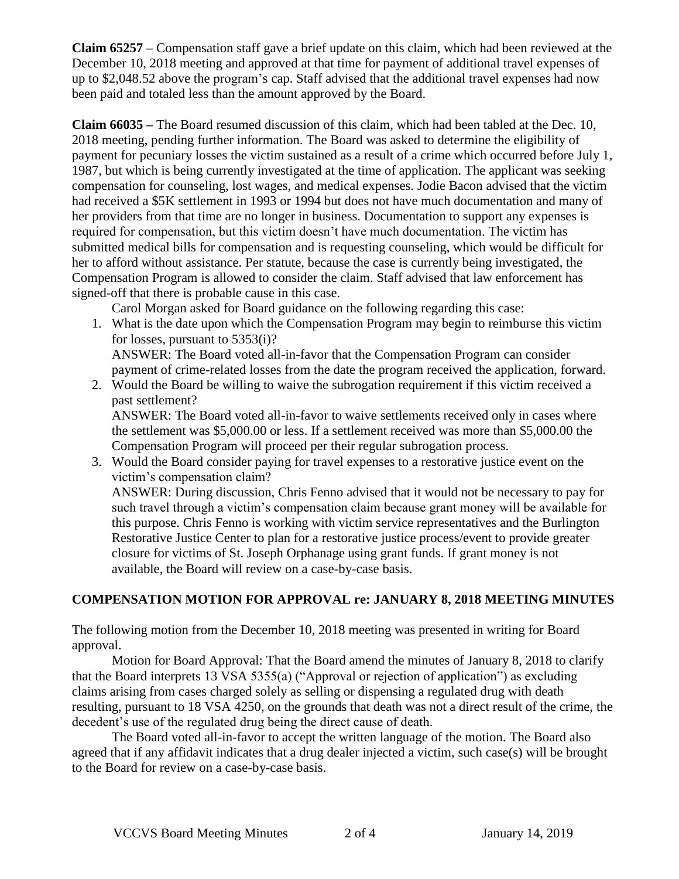**Claim 65257 –** Compensation staff gave a brief update on this claim, which had been reviewed at the December 10, 2018 meeting and approved at that time for payment of additional travel expenses of up to $2,048.52 above the program's cap. Staff advised that the additional travel expenses had now been paid and totaled less than the amount approved by the Board.

**Claim 66035 –** The Board resumed discussion of this claim, which had been tabled at the Dec. 10, 2018 meeting, pending further information. The Board was asked to determine the eligibility of payment for pecuniary losses the victim sustained as a result of a crime which occurred before July 1, 1987, but which is being currently investigated at the time of application. The applicant was seeking compensation for counseling, lost wages, and medical expenses. Jodie Bacon advised that the victim had received a $5K settlement in 1993 or 1994 but does not have much documentation and many of her providers from that time are no longer in business. Documentation to support any expenses is required for compensation, but this victim doesn't have much documentation. The victim has submitted medical bills for compensation and is requesting counseling, which would be difficult for her to afford without assistance. Per statute, because the case is currently being investigated, the Compensation Program is allowed to consider the claim. Staff advised that law enforcement has signed-off that there is probable cause in this case.

Carol Morgan asked for Board guidance on the following regarding this case:

1. What is the date upon which the Compensation Program may begin to reimburse this victim for losses, pursuant to 5353(i)?
   ANSWER: The Board voted all-in-favor that the Compensation Program can consider payment of crime-related losses from the date the program received the application, forward.
2. Would the Board be willing to waive the subrogation requirement if this victim received a past settlement?
   ANSWER: The Board voted all-in-favor to waive settlements received only in cases where the settlement was $5,000.00 or less. If a settlement received was more than $5,000.00 the Compensation Program will proceed per their regular subrogation process.
3. Would the Board consider paying for travel expenses to a restorative justice event on the victim's compensation claim?
   ANSWER: During discussion, Chris Fenno advised that it would not be necessary to pay for such travel through a victim's compensation claim because grant money will be available for this purpose. Chris Fenno is working with victim service representatives and the Burlington Restorative Justice Center to plan for a restorative justice process/event to provide greater closure for victims of St. Joseph Orphanage using grant funds. If grant money is not available, the Board will review on a case-by-case basis.

## COMPENSATION MOTION FOR APPROVAL re: JANUARY 8, 2018 MEETING MINUTES

The following motion from the December 10, 2018 meeting was presented in writing for Board approval.

Motion for Board Approval: That the Board amend the minutes of January 8, 2018 to clarify that the Board interprets 13 VSA 5355(a) ("Approval or rejection of application") as excluding claims arising from cases charged solely as selling or dispensing a regulated drug with death resulting, pursuant to 18 VSA 4250, on the grounds that death was not a direct result of the crime, the decedent's use of the regulated drug being the direct cause of death.

The Board voted all-in-favor to accept the written language of the motion. The Board also agreed that if any affidavit indicates that a drug dealer injected a victim, such case(s) will be brought to the Board for review on a case-by-case basis.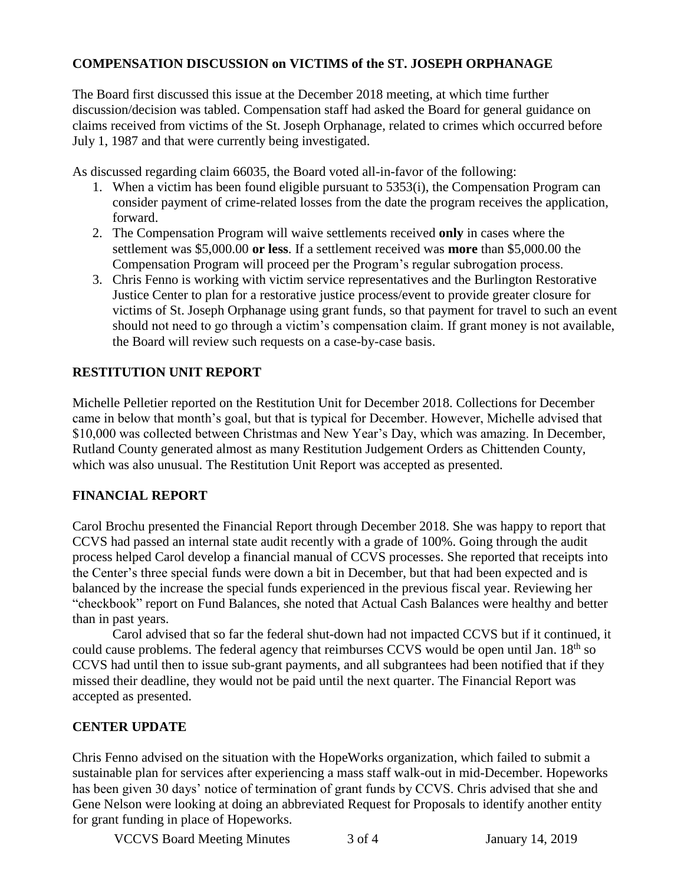**COMPENSATION DISCUSSION on VICTIMS of the ST. JOSEPH ORPHANAGE**

The Board first discussed this issue at the December 2018 meeting, at which time further discussion/decision was tabled. Compensation staff had asked the Board for general guidance on claims received from victims of the St. Joseph Orphanage, related to crimes which occurred before July 1, 1987 and that were currently being investigated.

As discussed regarding claim 66035, the Board voted all-in-favor of the following:

1. When a victim has been found eligible pursuant to 5353(i), the Compensation Program can consider payment of crime-related losses from the date the program receives the application, forward.
2. The Compensation Program will waive settlements received **only** in cases where the settlement was $5,000.00 **or less**. If a settlement received was **more** than $5,000.00 the Compensation Program will proceed per the Program's regular subrogation process.
3. Chris Fenno is working with victim service representatives and the Burlington Restorative Justice Center to plan for a restorative justice process/event to provide greater closure for victims of St. Joseph Orphanage using grant funds, so that payment for travel to such an event should not need to go through a victim's compensation claim. If grant money is not available, the Board will review such requests on a case-by-case basis.

**RESTITUTION UNIT REPORT**

Michelle Pelletier reported on the Restitution Unit for December 2018. Collections for December came in below that month's goal, but that is typical for December. However, Michelle advised that $10,000 was collected between Christmas and New Year's Day, which was amazing. In December, Rutland County generated almost as many Restitution Judgement Orders as Chittenden County, which was also unusual. The Restitution Unit Report was accepted as presented.

**FINANCIAL REPORT**

Carol Brochu presented the Financial Report through December 2018. She was happy to report that CCVS had passed an internal state audit recently with a grade of 100%. Going through the audit process helped Carol develop a financial manual of CCVS processes. She reported that receipts into the Center's three special funds were down a bit in December, but that had been expected and is balanced by the increase the special funds experienced in the previous fiscal year. Reviewing her "checkbook" report on Fund Balances, she noted that Actual Cash Balances were healthy and better than in past years.

Carol advised that so far the federal shut-down had not impacted CCVS but if it continued, it could cause problems. The federal agency that reimburses CCVS would be open until Jan. 18th so CCVS had until then to issue sub-grant payments, and all subgrantees had been notified that if they missed their deadline, they would not be paid until the next quarter. The Financial Report was accepted as presented.

**CENTER UPDATE**

Chris Fenno advised on the situation with the HopeWorks organization, which failed to submit a sustainable plan for services after experiencing a mass staff walk-out in mid-December. Hopeworks has been given 30 days' notice of termination of grant funds by CCVS. Chris advised that she and Gene Nelson were looking at doing an abbreviated Request for Proposals to identify another entity for grant funding in place of Hopeworks.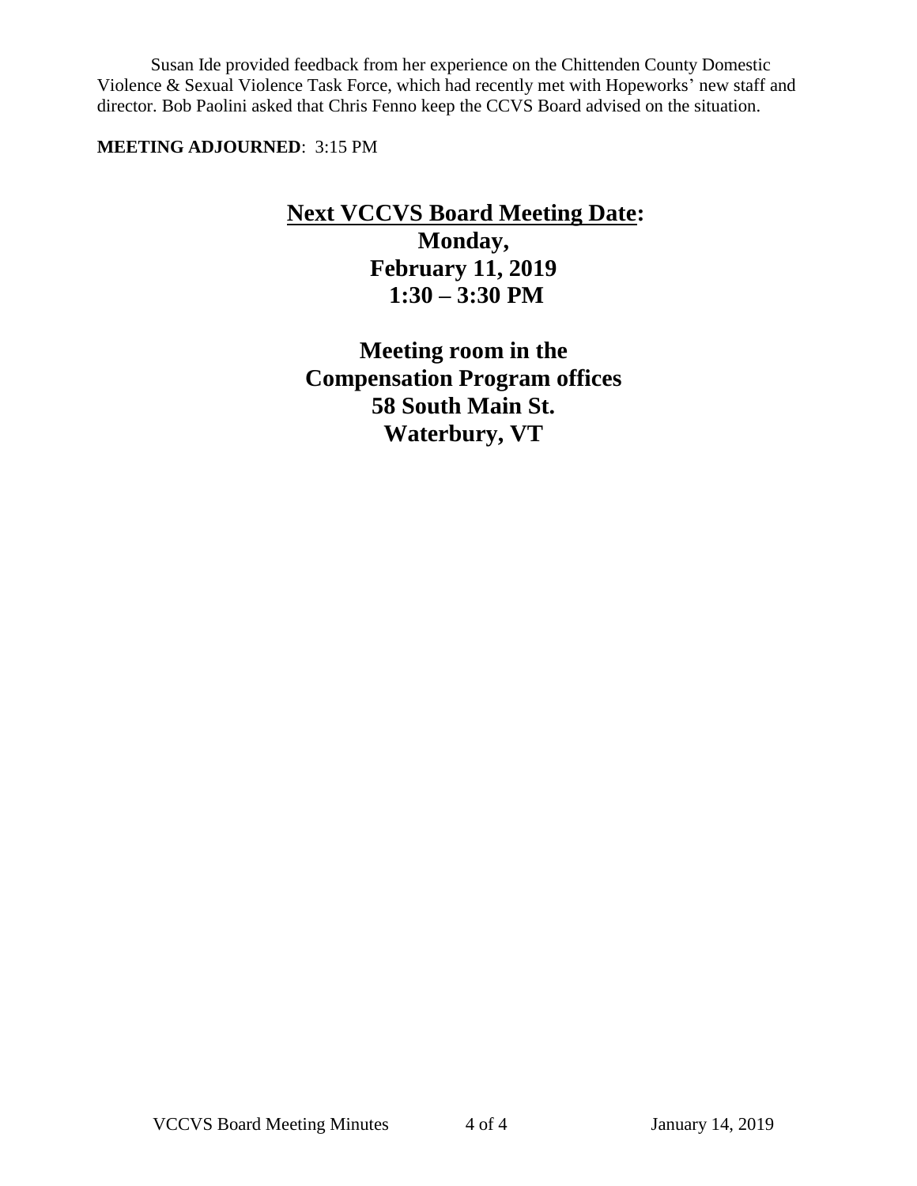Susan Ide provided feedback from her experience on the Chittenden County Domestic Violence & Sexual Violence Task Force, which had recently met with Hopeworks' new staff and director. Bob Paolini asked that Chris Fenno keep the CCVS Board advised on the situation.

**MEETING ADJOURNED**: 3:15 PM

**<u>Next VCCVS Board Meeting Date</u>:**
**Monday,**
**February 11, 2019**
**1:30 – 3:30 PM**

**Meeting room in the**
**Compensation Program offices**
**58 South Main St.**
**Waterbury, VT**